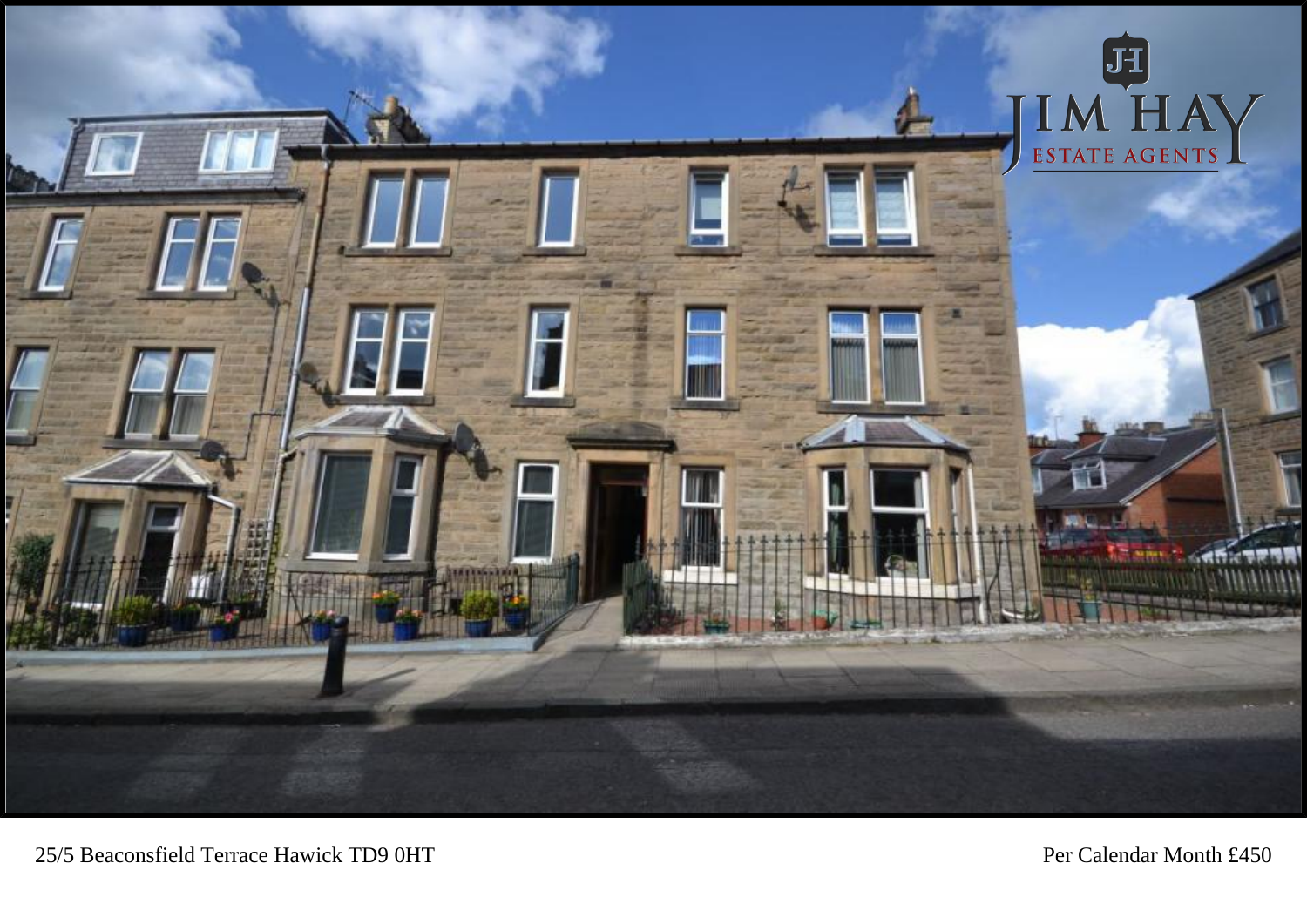25/5 Beaconsfield Terrace Hawick TD9 0HT

Per Calendar Month £450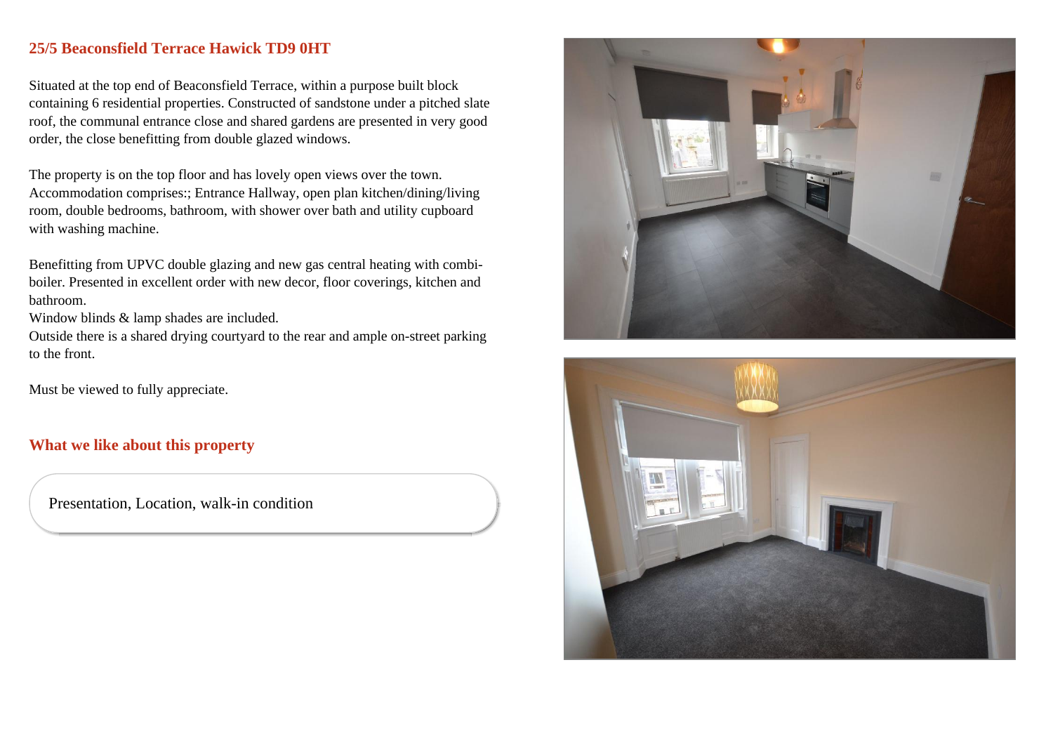## 25/5 Beaconsfield Terrace Hawick TD9 0HT

Situated at the top end of Beaconsfield Terrace, within a purpose built block containing 6 residential properties. Constructed of sandstone under a pitched slate roof, the communal entrance close and shared gardens are presented in very good order, the close benefitting from double glazed windows.

The property is on the top floor and has lovely open views over the town. Accommodation comprises:; Entrance Hallway, open plan kitchen/dining/living room, double bedrooms, bathroom, with shower over bath and utility cupboard with washing machine.

Benefitting from UPVC double glazing and new gas central heating with combi-boiler. Presented in excellent order with new decor, floor coverings, kitchen and bathroom.

Window blinds & lamp shades are included.

Outside there is a shared drying courtyard to the rear and ample on-street parking to the front.

Must be viewed to fully appreciate.

## What we like about this property

Presentation, Location, walk-in condition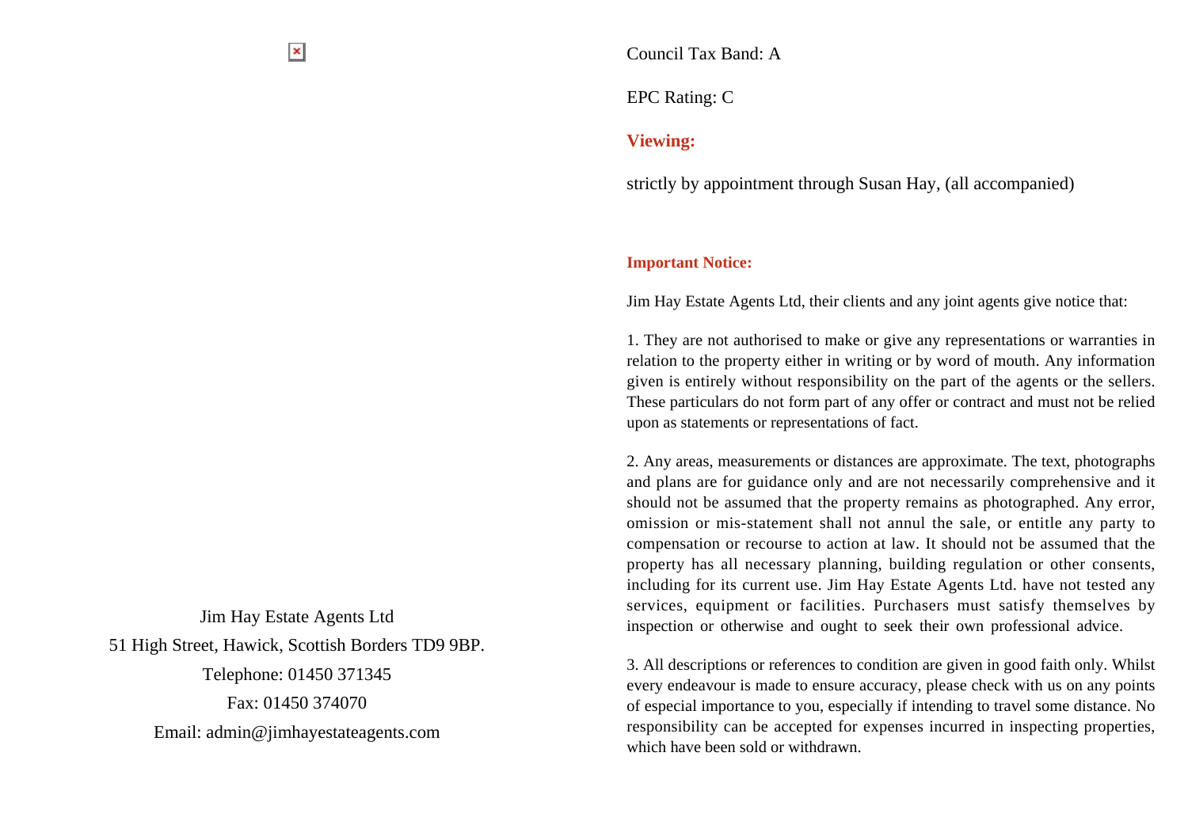Jim Hay Estate Agents Ltd

51 High Street, Hawick, Scottish Borders TD9 9BP.

Telephone: 01450 371345

Fax: 01450 374070

Email: admin@jimhayestateagents.com

Council Tax Band: A

EPC Rating: C

**Viewing:**

strictly by appointment through Susan Hay, (all accompanied)

**Important Notice:**

Jim Hay Estate Agents Ltd, their clients and any joint agents give notice that:

1. They are not authorised to make or give any representations or warranties in relation to the property either in writing or by word of mouth. Any information given is entirely without responsibility on the part of the agents or the sellers. These particulars do not form part of any offer or contract and must not be relied upon as statements or representations of fact.

2. Any areas, measurements or distances are approximate. The text, photographs and plans are for guidance only and are not necessarily comprehensive and it should not be assumed that the property remains as photographed. Any error, omission or mis-statement shall not annul the sale, or entitle any party to compensation or recourse to action at law. It should not be assumed that the property has all necessary planning, building regulation or other consents, including for its current use. Jim Hay Estate Agents Ltd. have not tested any services, equipment or facilities. Purchasers must satisfy themselves by inspection or otherwise and ought to seek their own professional advice.

3. All descriptions or references to condition are given in good faith only. Whilst every endeavour is made to ensure accuracy, please check with us on any points of especial importance to you, especially if intending to travel some distance. No responsibility can be accepted for expenses incurred in inspecting properties, which have been sold or withdrawn.